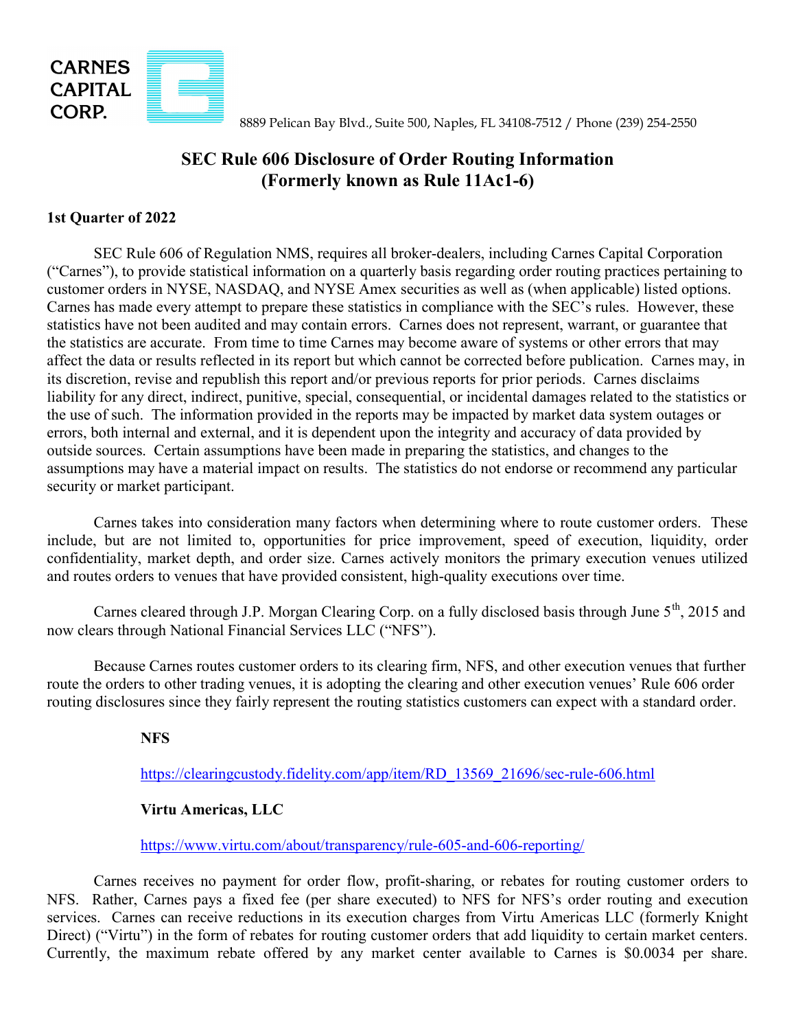CARNES CAPITAL CORP.

8889 Pelican Bay Blvd., Suite 500, Naples, FL 34108-7512 / Phone (239) 254-2550

# SEC Rule 606 Disclosure of Order Routing Information (Formerly known as Rule 11Ac1-6)

**1st Quarter of 2022**

SEC Rule 606 of Regulation NMS, requires all broker-dealers, including Carnes Capital Corporation ("Carnes"), to provide statistical information on a quarterly basis regarding order routing practices pertaining to customer orders in NYSE, NASDAQ, and NYSE Amex securities as well as (when applicable) listed options. Carnes has made every attempt to prepare these statistics in compliance with the SEC's rules. However, these statistics have not been audited and may contain errors. Carnes does not represent, warrant, or guarantee that the statistics are accurate. From time to time Carnes may become aware of systems or other errors that may affect the data or results reflected in its report but which cannot be corrected before publication. Carnes may, in its discretion, revise and republish this report and/or previous reports for prior periods. Carnes disclaims liability for any direct, indirect, punitive, special, consequential, or incidental damages related to the statistics or the use of such. The information provided in the reports may be impacted by market data system outages or errors, both internal and external, and it is dependent upon the integrity and accuracy of data provided by outside sources. Certain assumptions have been made in preparing the statistics, and changes to the assumptions may have a material impact on results. The statistics do not endorse or recommend any particular security or market participant.

Carnes takes into consideration many factors when determining where to route customer orders. These include, but are not limited to, opportunities for price improvement, speed of execution, liquidity, order confidentiality, market depth, and order size. Carnes actively monitors the primary execution venues utilized and routes orders to venues that have provided consistent, high-quality executions over time.

Carnes cleared through J.P. Morgan Clearing Corp. on a fully disclosed basis through June 5th, 2015 and now clears through National Financial Services LLC ("NFS").

Because Carnes routes customer orders to its clearing firm, NFS, and other execution venues that further route the orders to other trading venues, it is adopting the clearing and other execution venues' Rule 606 order routing disclosures since they fairly represent the routing statistics customers can expect with a standard order.

**NFS**

https://clearingcustody.fidelity.com/app/item/RD_13569_21696/sec-rule-606.html

**Virtu Americas, LLC**

https://www.virtu.com/about/transparency/rule-605-and-606-reporting/

Carnes receives no payment for order flow, profit-sharing, or rebates for routing customer orders to NFS. Rather, Carnes pays a fixed fee (per share executed) to NFS for NFS's order routing and execution services. Carnes can receive reductions in its execution charges from Virtu Americas LLC (formerly Knight Direct) ("Virtu") in the form of rebates for routing customer orders that add liquidity to certain market centers. Currently, the maximum rebate offered by any market center available to Carnes is $0.0034 per share.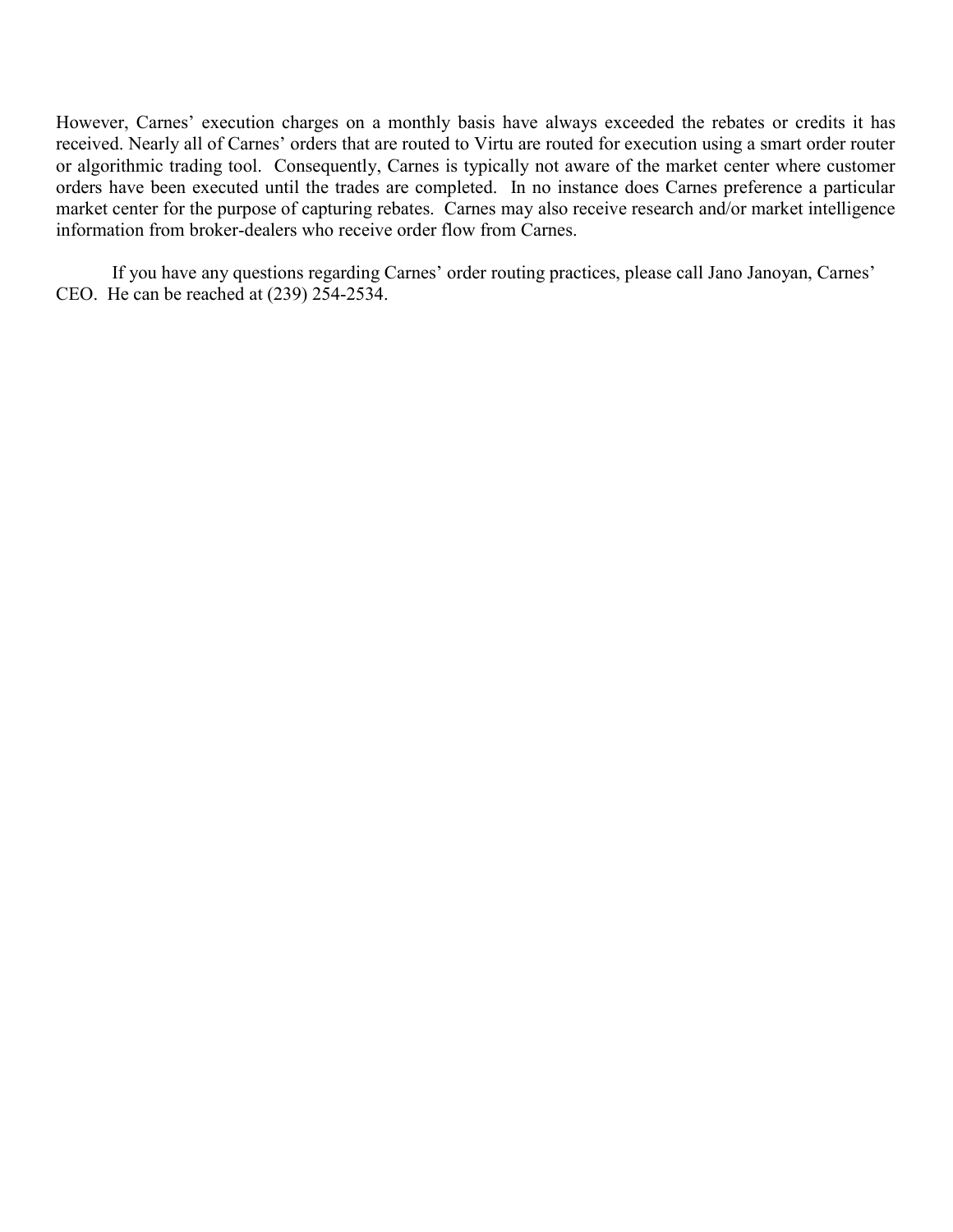However, Carnes' execution charges on a monthly basis have always exceeded the rebates or credits it has received. Nearly all of Carnes' orders that are routed to Virtu are routed for execution using a smart order router or algorithmic trading tool. Consequently, Carnes is typically not aware of the market center where customer orders have been executed until the trades are completed. In no instance does Carnes preference a particular market center for the purpose of capturing rebates. Carnes may also receive research and/or market intelligence information from broker-dealers who receive order flow from Carnes.

If you have any questions regarding Carnes' order routing practices, please call Jano Janoyan, Carnes' CEO. He can be reached at (239) 254-2534.